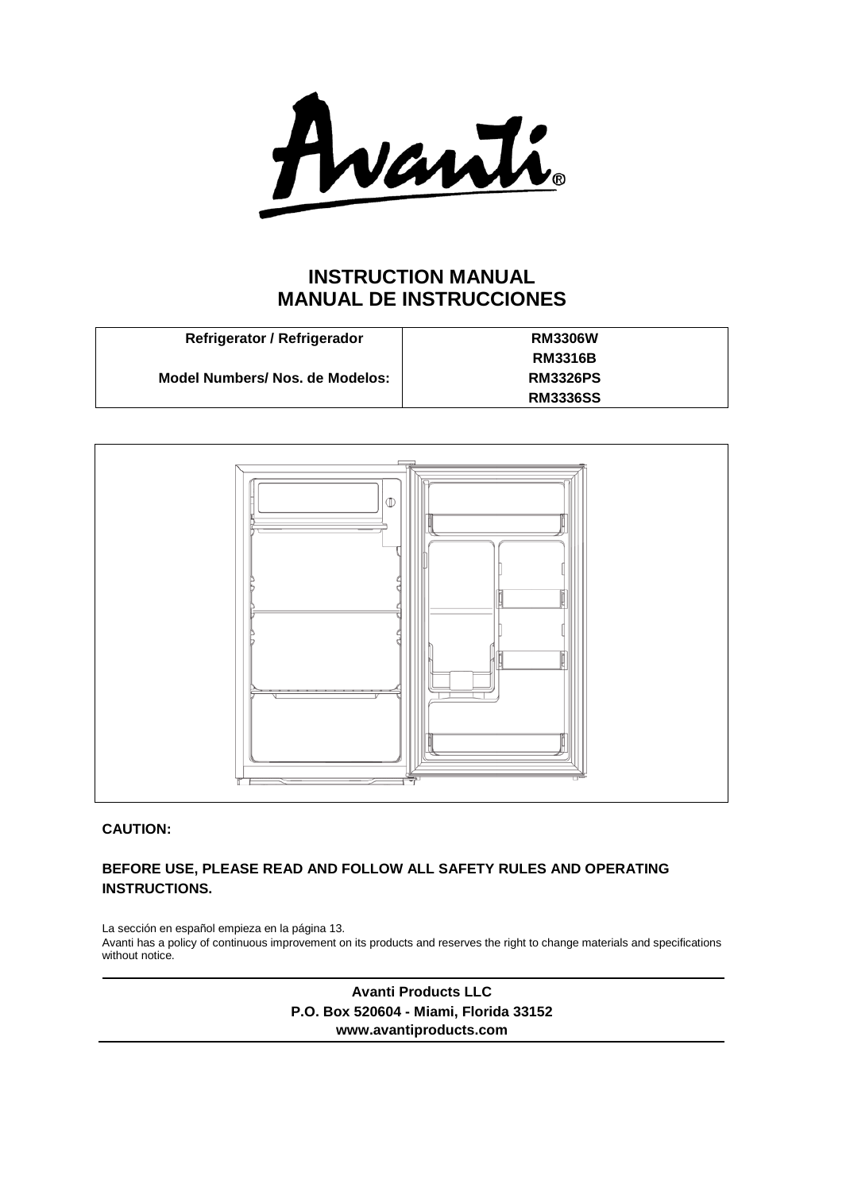Avanti®

# INSTRUCTION MANUAL
# MANUAL DE INSTRUCCIONES

| Refrigerator / Refrigerador | RM3306W |
|---|---|
| | RM3316B |
| Model Numbers/ Nos. de Modelos: | RM3326PS |
| | RM3336SS |

**CAUTION:**

**BEFORE USE, PLEASE READ AND FOLLOW ALL SAFETY RULES AND OPERATING INSTRUCTIONS.**

La sección en español empieza en la página 13.
Avanti has a policy of continuous improvement on its products and reserves the right to change materials and specifications without notice.

**Avanti Products LLC**
**P.O. Box 520604 - Miami, Florida 33152**
**www.avantiproducts.com**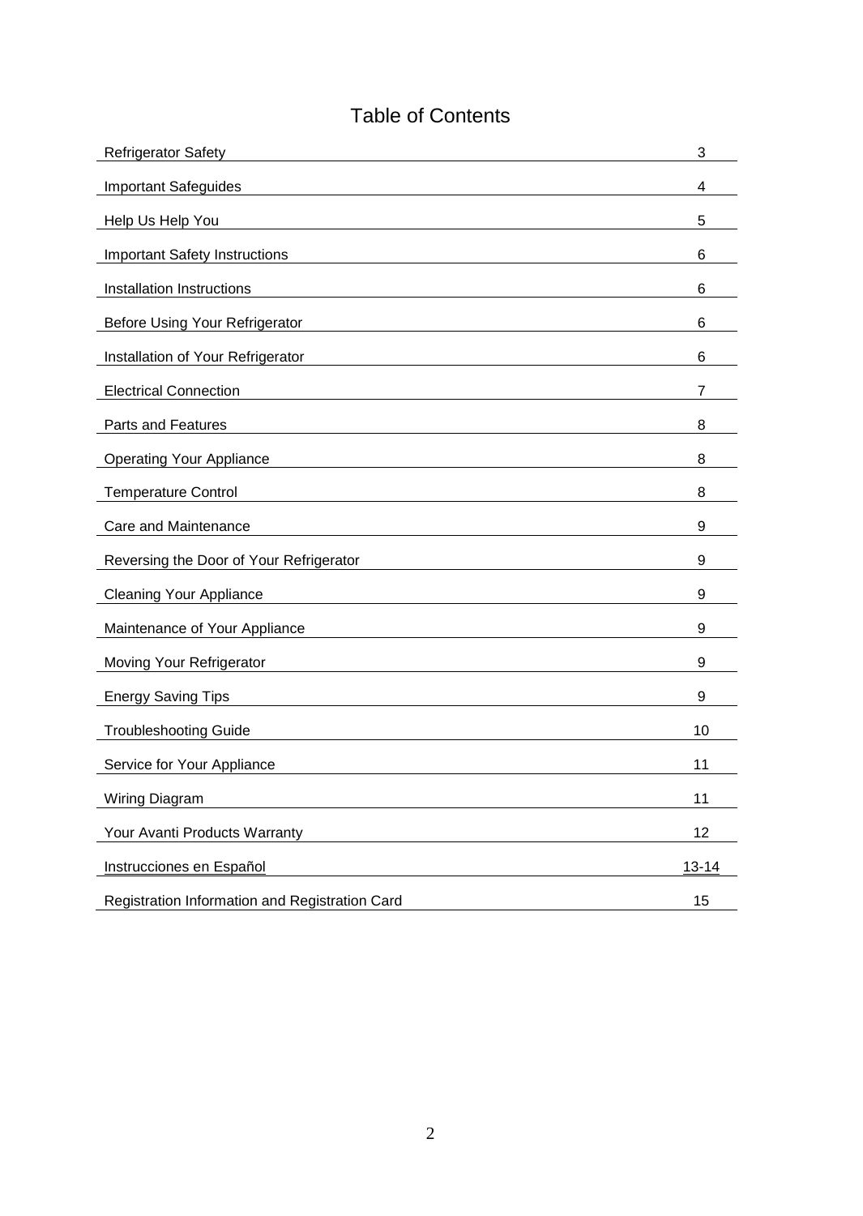# Table of Contents

| Section | Page |
|---|---|
| Refrigerator Safety | 3 |
| Important Safeguides | 4 |
| Help Us Help You | 5 |
| Important Safety Instructions | 6 |
| Installation Instructions | 6 |
| Before Using Your Refrigerator | 6 |
| Installation of Your Refrigerator | 6 |
| Electrical Connection | 7 |
| Parts and Features | 8 |
| Operating Your Appliance | 8 |
| Temperature Control | 8 |
| Care and Maintenance | 9 |
| Reversing the Door of Your Refrigerator | 9 |
| Cleaning Your Appliance | 9 |
| Maintenance of Your Appliance | 9 |
| Moving Your Refrigerator | 9 |
| Energy Saving Tips | 9 |
| Troubleshooting Guide | 10 |
| Service for Your Appliance | 11 |
| Wiring Diagram | 11 |
| Your Avanti Products Warranty | 12 |
| Instrucciones en Español | 13-14 |
| Registration Information and Registration Card | 15 |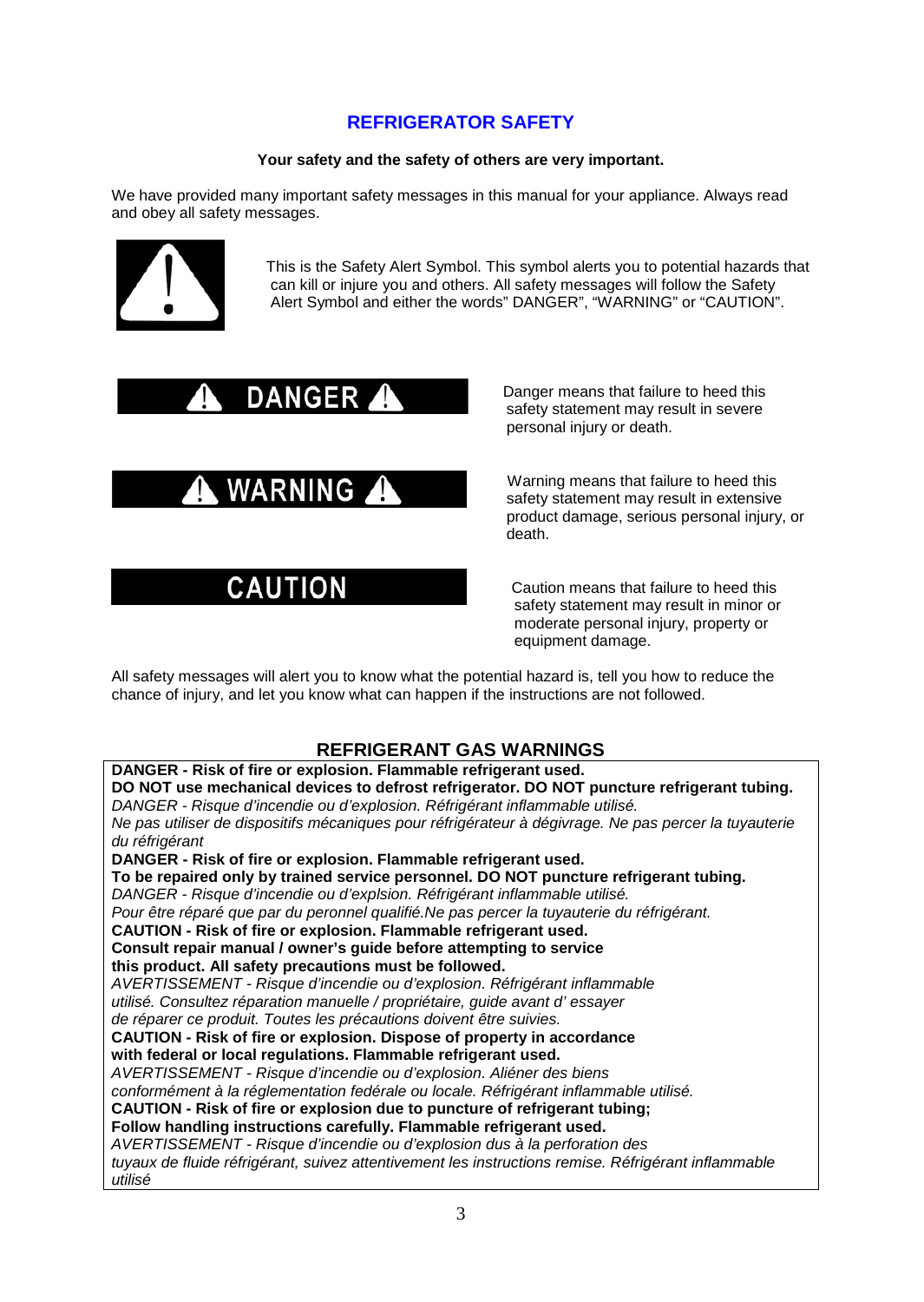# REFRIGERATOR SAFETY

**Your safety and the safety of others are very important.**

We have provided many important safety messages in this manual for your appliance. Always read and obey all safety messages.

This is the Safety Alert Symbol. This symbol alerts you to potential hazards that can kill or injure you and others. All safety messages will follow the Safety Alert Symbol and either the words" DANGER", "WARNING" or "CAUTION".

**DANGER** – Danger means that failure to heed this safety statement may result in severe personal injury or death.

**WARNING** – Warning means that failure to heed this safety statement may result in extensive product damage, serious personal injury, or death.

**CAUTION** – Caution means that failure to heed this safety statement may result in minor or moderate personal injury, property or equipment damage.

All safety messages will alert you to know what the potential hazard is, tell you how to reduce the chance of injury, and let you know what can happen if the instructions are not followed.

## REFRIGERANT GAS WARNINGS

**DANGER - Risk of fire or explosion. Flammable refrigerant used.**
**DO NOT use mechanical devices to defrost refrigerator. DO NOT puncture refrigerant tubing.**
*DANGER - Risque d'incendie ou d'explosion. Réfrigérant inflammable utilisé.*
*Ne pas utiliser de dispositifs mécaniques pour réfrigérateur à dégivrage. Ne pas percer la tuyauterie du réfrigérant*

**DANGER - Risk of fire or explosion. Flammable refrigerant used.**
**To be repaired only by trained service personnel. DO NOT puncture refrigerant tubing.**
*DANGER - Risque d'incendie ou d'explsion. Réfrigérant inflammable utilisé.*
*Pour être réparé que par du peronnel qualifié.Ne pas percer la tuyauterie du réfrigérant.*

**CAUTION - Risk of fire or explosion. Flammable refrigerant used.**
**Consult repair manual / owner's guide before attempting to service this product. All safety precautions must be followed.**
*AVERTISSEMENT - Risque d'incendie ou d'explosion. Réfrigérant inflammable utilisé. Consultez réparation manuelle / propriétaire, guide avant d' essayer de réparer ce produit. Toutes les précautions doivent être suivies.*

**CAUTION - Risk of fire or explosion. Dispose of property in accordance with federal or local regulations. Flammable refrigerant used.**
*AVERTISSEMENT - Risque d'incendie ou d'explosion. Aliéner des biens conformément à la réglementation fedérale ou locale. Réfrigérant inflammable utilisé.*

**CAUTION - Risk of fire or explosion due to puncture of refrigerant tubing;**
**Follow handling instructions carefully. Flammable refrigerant used.**
*AVERTISSEMENT - Risque d'incendie ou d'explosion dus à la perforation des tuyaux de fluide réfrigérant, suivez attentivement les instructions remise. Réfrigérant inflammable utilisé*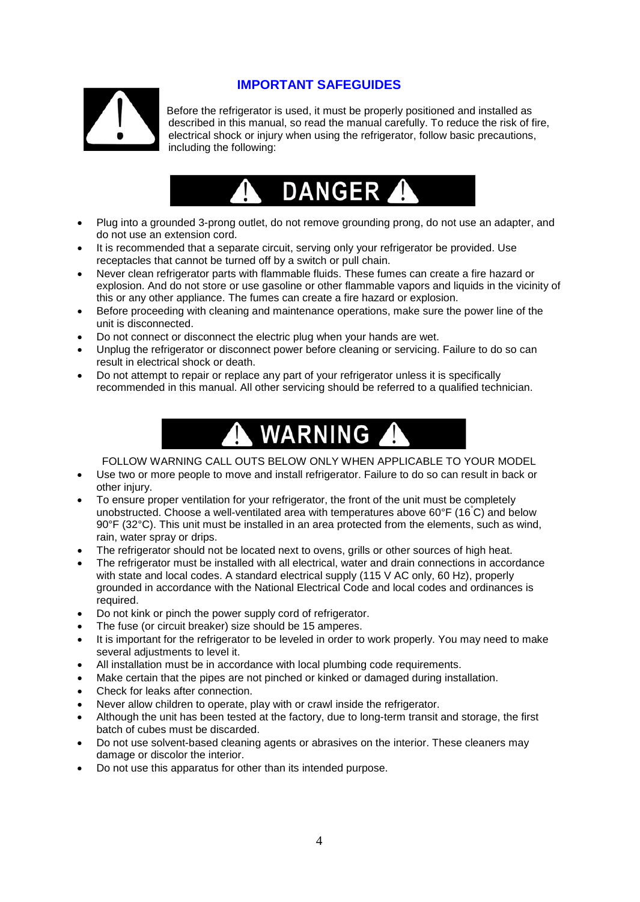## IMPORTANT SAFEGUIDES

Before the refrigerator is used, it must be properly positioned and installed as described in this manual, so read the manual carefully. To reduce the risk of fire, electrical shock or injury when using the refrigerator, follow basic precautions, including the following:

### DANGER

- Plug into a grounded 3-prong outlet, do not remove grounding prong, do not use an adapter, and do not use an extension cord.
- It is recommended that a separate circuit, serving only your refrigerator be provided. Use receptacles that cannot be turned off by a switch or pull chain.
- Never clean refrigerator parts with flammable fluids. These fumes can create a fire hazard or explosion. And do not store or use gasoline or other flammable vapors and liquids in the vicinity of this or any other appliance. The fumes can create a fire hazard or explosion.
- Before proceeding with cleaning and maintenance operations, make sure the power line of the unit is disconnected.
- Do not connect or disconnect the electric plug when your hands are wet.
- Unplug the refrigerator or disconnect power before cleaning or servicing. Failure to do so can result in electrical shock or death.
- Do not attempt to repair or replace any part of your refrigerator unless it is specifically recommended in this manual. All other servicing should be referred to a qualified technician.

### WARNING

FOLLOW WARNING CALL OUTS BELOW ONLY WHEN APPLICABLE TO YOUR MODEL

- Use two or more people to move and install refrigerator. Failure to do so can result in back or other injury.
- To ensure proper ventilation for your refrigerator, the front of the unit must be completely unobstructed. Choose a well-ventilated area with temperatures above 60°F (16°C) and below 90°F (32°C). This unit must be installed in an area protected from the elements, such as wind, rain, water spray or drips.
- The refrigerator should not be located next to ovens, grills or other sources of high heat.
- The refrigerator must be installed with all electrical, water and drain connections in accordance with state and local codes. A standard electrical supply (115 V AC only, 60 Hz), properly grounded in accordance with the National Electrical Code and local codes and ordinances is required.
- Do not kink or pinch the power supply cord of refrigerator.
- The fuse (or circuit breaker) size should be 15 amperes.
- It is important for the refrigerator to be leveled in order to work properly. You may need to make several adjustments to level it.
- All installation must be in accordance with local plumbing code requirements.
- Make certain that the pipes are not pinched or kinked or damaged during installation.
- Check for leaks after connection.
- Never allow children to operate, play with or crawl inside the refrigerator.
- Although the unit has been tested at the factory, due to long-term transit and storage, the first batch of cubes must be discarded.
- Do not use solvent-based cleaning agents or abrasives on the interior. These cleaners may damage or discolor the interior.
- Do not use this apparatus for other than its intended purpose.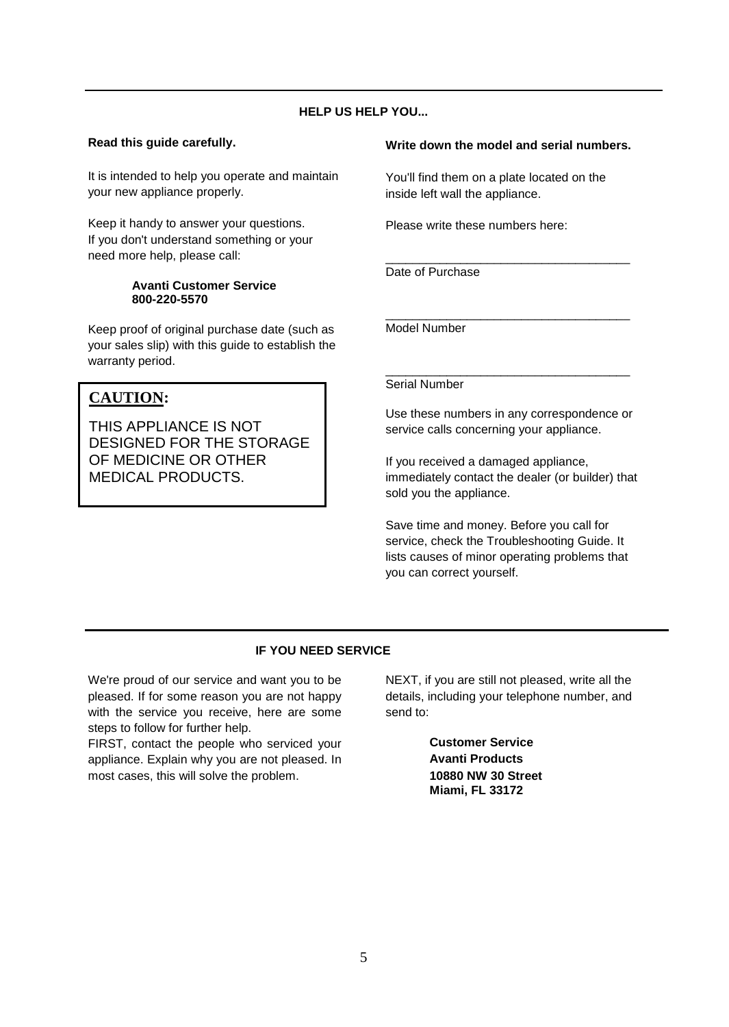## HELP US HELP YOU...

**Read this guide carefully.**

It is intended to help you operate and maintain your new appliance properly.

Keep it handy to answer your questions. If you don't understand something or your need more help, please call:

**Avanti Customer Service**
**800-220-5570**

Keep proof of original purchase date (such as your sales slip) with this guide to establish the warranty period.

> **CAUTION:**
>
> THIS APPLIANCE IS NOT DESIGNED FOR THE STORAGE OF MEDICINE OR OTHER MEDICAL PRODUCTS.

**Write down the model and serial numbers.**

You'll find them on a plate located on the inside left wall the appliance.

Please write these numbers here:

_____________________________________
Date of Purchase

_____________________________________
Model Number

_____________________________________
Serial Number

Use these numbers in any correspondence or service calls concerning your appliance.

If you received a damaged appliance, immediately contact the dealer (or builder) that sold you the appliance.

Save time and money. Before you call for service, check the Troubleshooting Guide. It lists causes of minor operating problems that you can correct yourself.

## IF YOU NEED SERVICE

We're proud of our service and want you to be pleased. If for some reason you are not happy with the service you receive, here are some steps to follow for further help.

FIRST, contact the people who serviced your appliance. Explain why you are not pleased. In most cases, this will solve the problem.

NEXT, if you are still not pleased, write all the details, including your telephone number, and send to:

**Customer Service**
**Avanti Products**
**10880 NW 30 Street**
**Miami, FL 33172**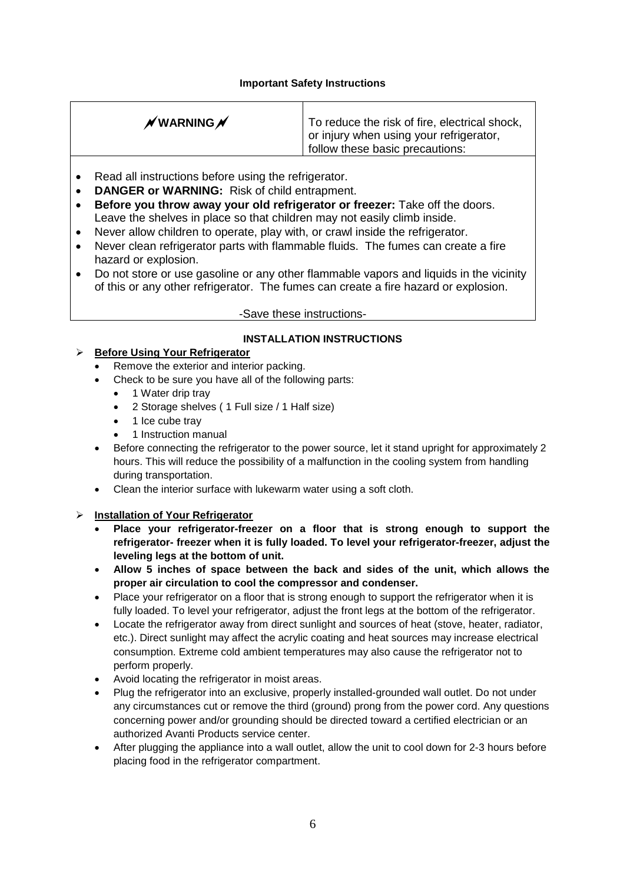### Important Safety Instructions

| ⚠ **WARNING** ⚠ | To reduce the risk of fire, electrical shock, or injury when using your refrigerator, follow these basic precautions: |
|---|---|

- Read all instructions before using the refrigerator.
- **DANGER or WARNING:** Risk of child entrapment.
- **Before you throw away your old refrigerator or freezer:** Take off the doors. Leave the shelves in place so that children may not easily climb inside.
- Never allow children to operate, play with, or crawl inside the refrigerator.
- Never clean refrigerator parts with flammable fluids. The fumes can create a fire hazard or explosion.
- Do not store or use gasoline or any other flammable vapors and liquids in the vicinity of this or any other refrigerator. The fumes can create a fire hazard or explosion.

-Save these instructions-

## INSTALLATION INSTRUCTIONS

### Before Using Your Refrigerator

- Remove the exterior and interior packing.
- Check to be sure you have all of the following parts:
  - 1 Water drip tray
  - 2 Storage shelves ( 1 Full size / 1 Half size)
  - 1 Ice cube tray
  - 1 Instruction manual
- Before connecting the refrigerator to the power source, let it stand upright for approximately 2 hours. This will reduce the possibility of a malfunction in the cooling system from handling during transportation.
- Clean the interior surface with lukewarm water using a soft cloth.

### Installation of Your Refrigerator

- **Place your refrigerator-freezer on a floor that is strong enough to support the refrigerator- freezer when it is fully loaded. To level your refrigerator-freezer, adjust the leveling legs at the bottom of unit.**
- **Allow 5 inches of space between the back and sides of the unit, which allows the proper air circulation to cool the compressor and condenser.**
- Place your refrigerator on a floor that is strong enough to support the refrigerator when it is fully loaded. To level your refrigerator, adjust the front legs at the bottom of the refrigerator.
- Locate the refrigerator away from direct sunlight and sources of heat (stove, heater, radiator, etc.). Direct sunlight may affect the acrylic coating and heat sources may increase electrical consumption. Extreme cold ambient temperatures may also cause the refrigerator not to perform properly.
- Avoid locating the refrigerator in moist areas.
- Plug the refrigerator into an exclusive, properly installed-grounded wall outlet. Do not under any circumstances cut or remove the third (ground) prong from the power cord. Any questions concerning power and/or grounding should be directed toward a certified electrician or an authorized Avanti Products service center.
- After plugging the appliance into a wall outlet, allow the unit to cool down for 2-3 hours before placing food in the refrigerator compartment.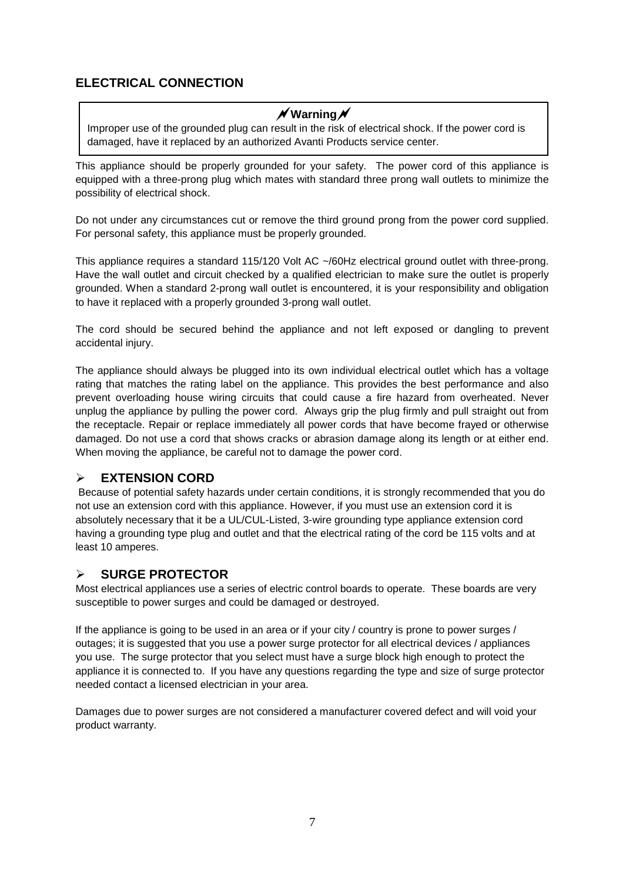## ELECTRICAL CONNECTION

> **Warning**
>
> Improper use of the grounded plug can result in the risk of electrical shock. If the power cord is damaged, have it replaced by an authorized Avanti Products service center.

This appliance should be properly grounded for your safety. The power cord of this appliance is equipped with a three-prong plug which mates with standard three prong wall outlets to minimize the possibility of electrical shock.

Do not under any circumstances cut or remove the third ground prong from the power cord supplied. For personal safety, this appliance must be properly grounded.

This appliance requires a standard 115/120 Volt AC ~/60Hz electrical ground outlet with three-prong. Have the wall outlet and circuit checked by a qualified electrician to make sure the outlet is properly grounded. When a standard 2-prong wall outlet is encountered, it is your responsibility and obligation to have it replaced with a properly grounded 3-prong wall outlet.

The cord should be secured behind the appliance and not left exposed or dangling to prevent accidental injury.

The appliance should always be plugged into its own individual electrical outlet which has a voltage rating that matches the rating label on the appliance. This provides the best performance and also prevent overloading house wiring circuits that could cause a fire hazard from overheated. Never unplug the appliance by pulling the power cord. Always grip the plug firmly and pull straight out from the receptacle. Repair or replace immediately all power cords that have become frayed or otherwise damaged. Do not use a cord that shows cracks or abrasion damage along its length or at either end. When moving the appliance, be careful not to damage the power cord.

### ➢ EXTENSION CORD

Because of potential safety hazards under certain conditions, it is strongly recommended that you do not use an extension cord with this appliance. However, if you must use an extension cord it is absolutely necessary that it be a UL/CUL-Listed, 3-wire grounding type appliance extension cord having a grounding type plug and outlet and that the electrical rating of the cord be 115 volts and at least 10 amperes.

### ➢ SURGE PROTECTOR

Most electrical appliances use a series of electric control boards to operate. These boards are very susceptible to power surges and could be damaged or destroyed.

If the appliance is going to be used in an area or if your city / country is prone to power surges / outages; it is suggested that you use a power surge protector for all electrical devices / appliances you use. The surge protector that you select must have a surge block high enough to protect the appliance it is connected to. If you have any questions regarding the type and size of surge protector needed contact a licensed electrician in your area.

Damages due to power surges are not considered a manufacturer covered defect and will void your product warranty.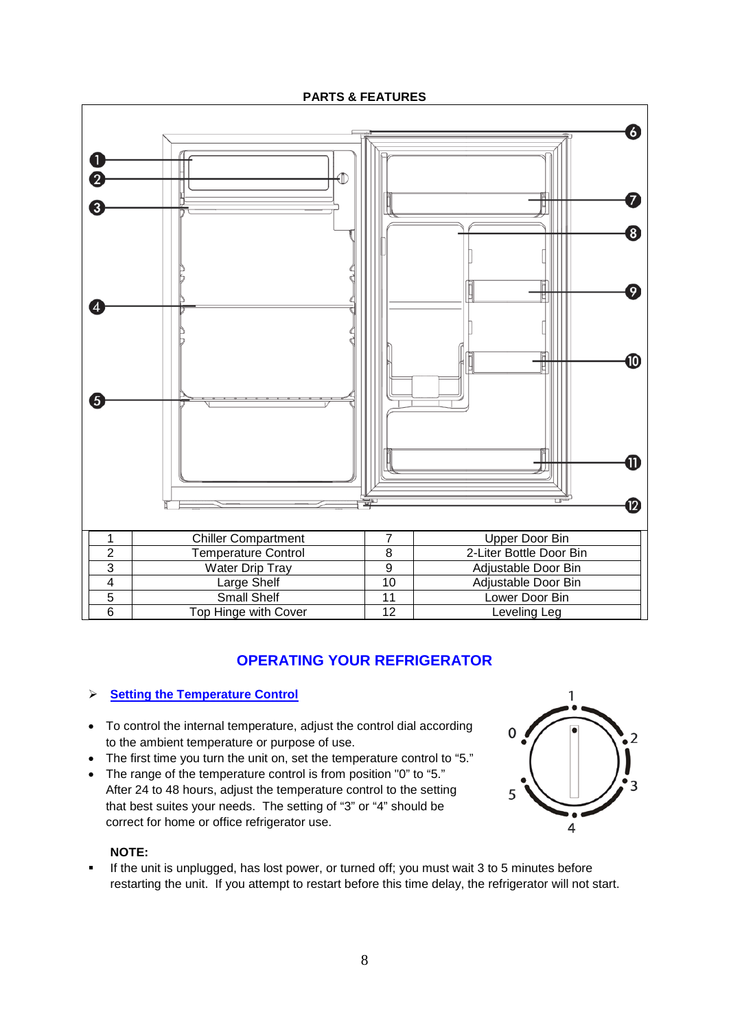## PARTS & FEATURES

| 1 | Chiller Compartment | 7 | Upper Door Bin |
|---|---|---|---|
| 2 | Temperature Control | 8 | 2-Liter Bottle Door Bin |
| 3 | Water Drip Tray | 9 | Adjustable Door Bin |
| 4 | Large Shelf | 10 | Adjustable Door Bin |
| 5 | Small Shelf | 11 | Lower Door Bin |
| 6 | Top Hinge with Cover | 12 | Leveling Leg |

## OPERATING YOUR REFRIGERATOR

### Setting the Temperature Control

- To control the internal temperature, adjust the control dial according to the ambient temperature or purpose of use.
- The first time you turn the unit on, set the temperature control to "5."
- The range of the temperature control is from position "0" to "5." After 24 to 48 hours, adjust the temperature control to the setting that best suites your needs. The setting of "3" or "4" should be correct for home or office refrigerator use.

**NOTE:**

- If the unit is unplugged, has lost power, or turned off; you must wait 3 to 5 minutes before restarting the unit. If you attempt to restart before this time delay, the refrigerator will not start.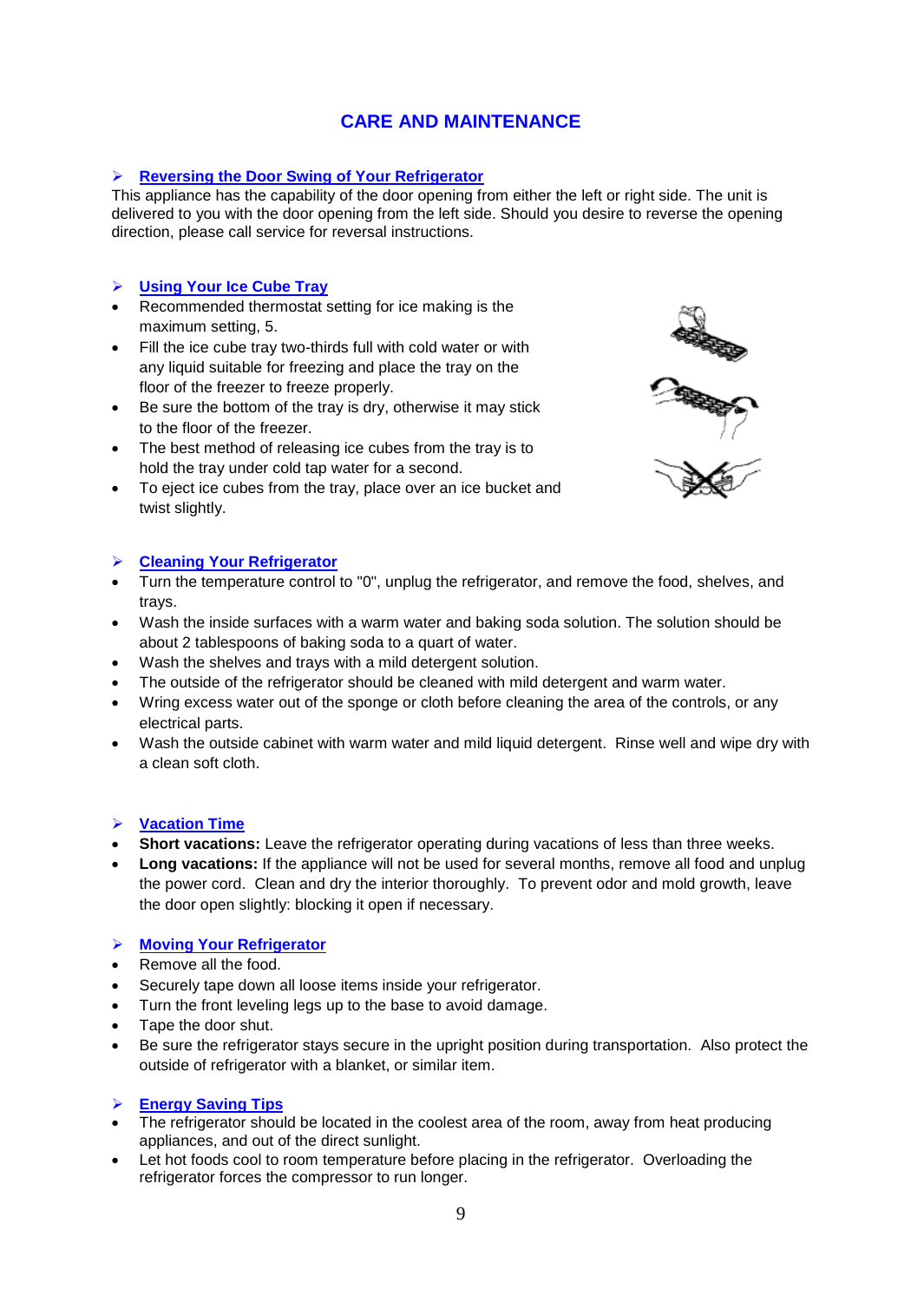# CARE AND MAINTENANCE

## Reversing the Door Swing of Your Refrigerator

This appliance has the capability of the door opening from either the left or right side. The unit is delivered to you with the door opening from the left side. Should you desire to reverse the opening direction, please call service for reversal instructions.

## Using Your Ice Cube Tray

- Recommended thermostat setting for ice making is the maximum setting, 5.
- Fill the ice cube tray two-thirds full with cold water or with any liquid suitable for freezing and place the tray on the floor of the freezer to freeze properly.
- Be sure the bottom of the tray is dry, otherwise it may stick to the floor of the freezer.
- The best method of releasing ice cubes from the tray is to hold the tray under cold tap water for a second.
- To eject ice cubes from the tray, place over an ice bucket and twist slightly.

## Cleaning Your Refrigerator

- Turn the temperature control to "0", unplug the refrigerator, and remove the food, shelves, and trays.
- Wash the inside surfaces with a warm water and baking soda solution. The solution should be about 2 tablespoons of baking soda to a quart of water.
- Wash the shelves and trays with a mild detergent solution.
- The outside of the refrigerator should be cleaned with mild detergent and warm water.
- Wring excess water out of the sponge or cloth before cleaning the area of the controls, or any electrical parts.
- Wash the outside cabinet with warm water and mild liquid detergent. Rinse well and wipe dry with a clean soft cloth.

## Vacation Time

- **Short vacations:** Leave the refrigerator operating during vacations of less than three weeks.
- **Long vacations:** If the appliance will not be used for several months, remove all food and unplug the power cord. Clean and dry the interior thoroughly. To prevent odor and mold growth, leave the door open slightly: blocking it open if necessary.

## Moving Your Refrigerator

- Remove all the food.
- Securely tape down all loose items inside your refrigerator.
- Turn the front leveling legs up to the base to avoid damage.
- Tape the door shut.
- Be sure the refrigerator stays secure in the upright position during transportation. Also protect the outside of refrigerator with a blanket, or similar item.

## Energy Saving Tips

- The refrigerator should be located in the coolest area of the room, away from heat producing appliances, and out of the direct sunlight.
- Let hot foods cool to room temperature before placing in the refrigerator. Overloading the refrigerator forces the compressor to run longer.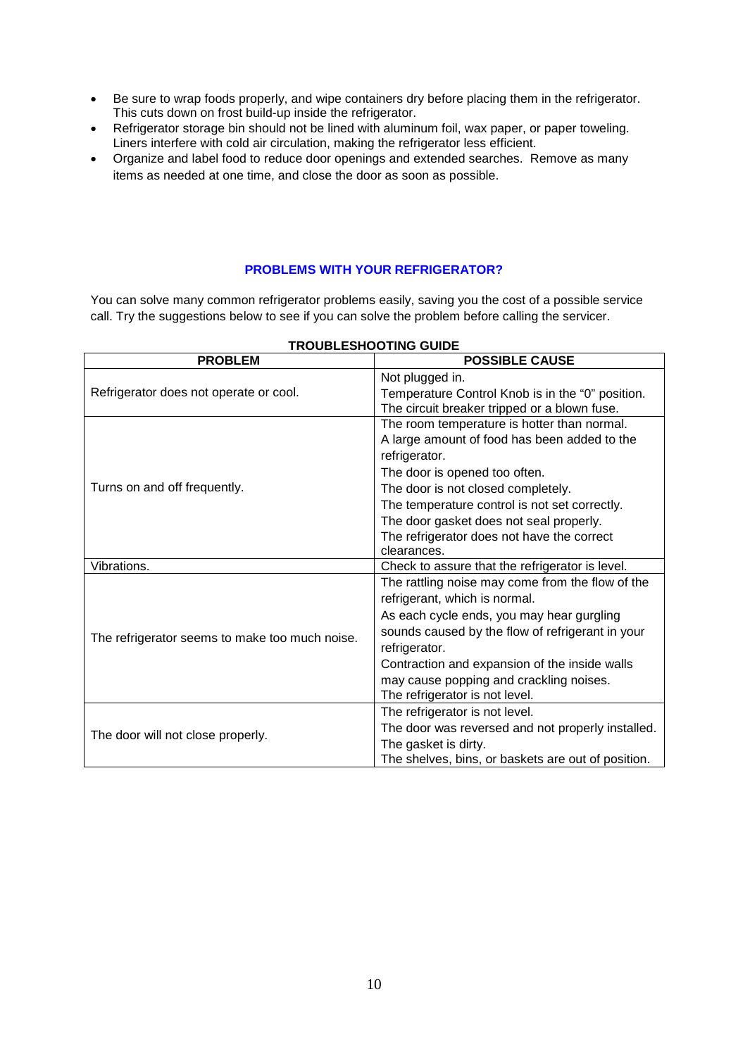- Be sure to wrap foods properly, and wipe containers dry before placing them in the refrigerator. This cuts down on frost build-up inside the refrigerator.
- Refrigerator storage bin should not be lined with aluminum foil, wax paper, or paper toweling. Liners interfere with cold air circulation, making the refrigerator less efficient.
- Organize and label food to reduce door openings and extended searches. Remove as many items as needed at one time, and close the door as soon as possible.

## PROBLEMS WITH YOUR REFRIGERATOR?

You can solve many common refrigerator problems easily, saving you the cost of a possible service call. Try the suggestions below to see if you can solve the problem before calling the servicer.

**TROUBLESHOOTING GUIDE**

| PROBLEM | POSSIBLE CAUSE |
|---|---|
| Refrigerator does not operate or cool. | Not plugged in.<br>Temperature Control Knob is in the "0" position.<br>The circuit breaker tripped or a blown fuse. |
| Turns on and off frequently. | The room temperature is hotter than normal.<br>A large amount of food has been added to the refrigerator.<br>The door is opened too often.<br>The door is not closed completely.<br>The temperature control is not set correctly.<br>The door gasket does not seal properly.<br>The refrigerator does not have the correct clearances. |
| Vibrations. | Check to assure that the refrigerator is level. |
| The refrigerator seems to make too much noise. | The rattling noise may come from the flow of the refrigerant, which is normal.<br>As each cycle ends, you may hear gurgling sounds caused by the flow of refrigerant in your refrigerator.<br>Contraction and expansion of the inside walls may cause popping and crackling noises.<br>The refrigerator is not level. |
| The door will not close properly. | The refrigerator is not level.<br>The door was reversed and not properly installed.<br>The gasket is dirty.<br>The shelves, bins, or baskets are out of position. |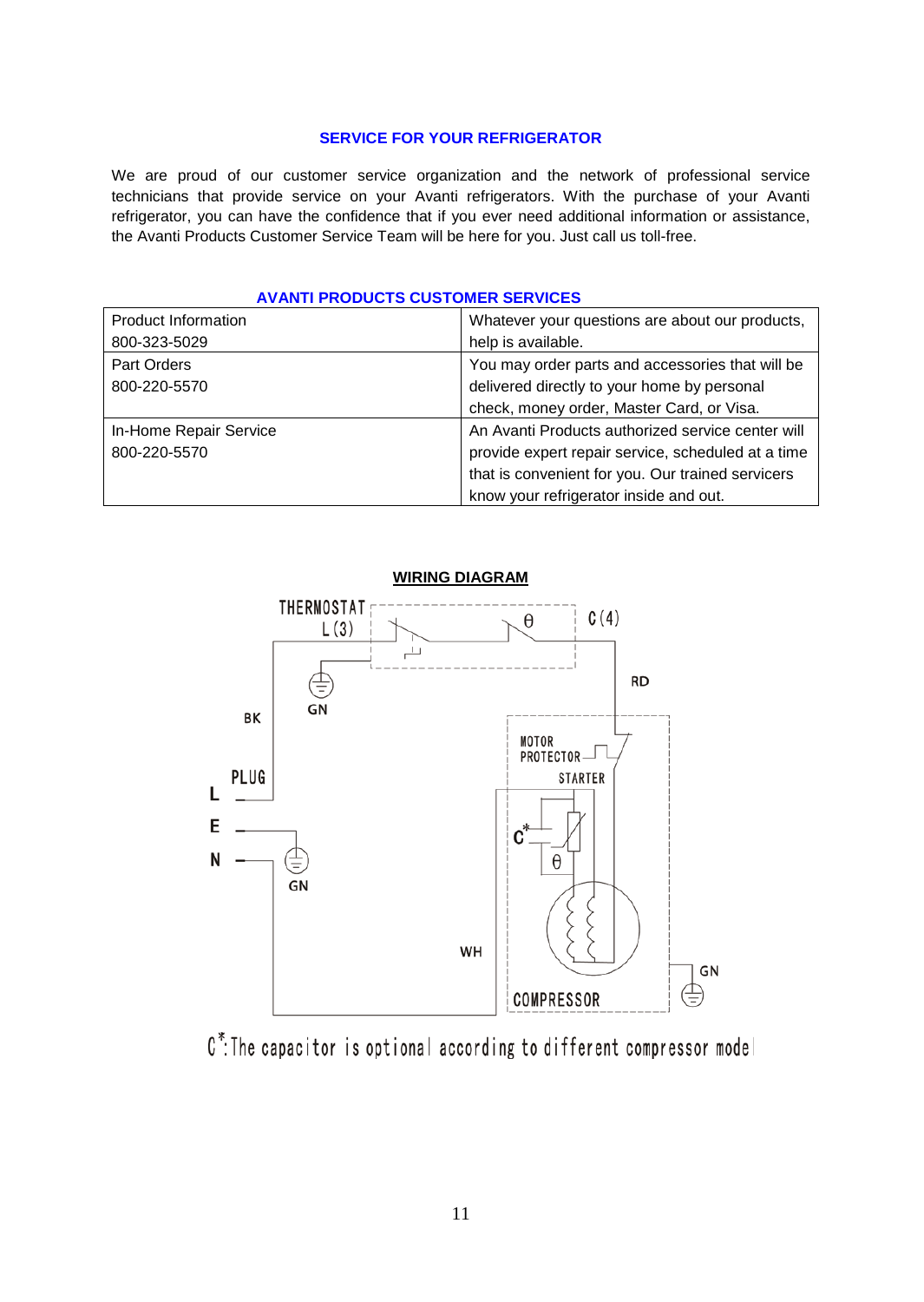## SERVICE FOR YOUR REFRIGERATOR

We are proud of our customer service organization and the network of professional service technicians that provide service on your Avanti refrigerators. With the purchase of your Avanti refrigerator, you can have the confidence that if you ever need additional information or assistance, the Avanti Products Customer Service Team will be here for you. Just call us toll-free.

### AVANTI PRODUCTS CUSTOMER SERVICES

| | |
|---|---|
| Product Information<br>800-323-5029 | Whatever your questions are about our products, help is available. |
| Part Orders<br>800-220-5570 | You may order parts and accessories that will be delivered directly to your home by personal check, money order, Master Card, or Visa. |
| In-Home Repair Service<br>800-220-5570 | An Avanti Products authorized service center will provide expert repair service, scheduled at a time that is convenient for you. Our trained servicers know your refrigerator inside and out. |

### WIRING DIAGRAM

THERMOSTAT L(3) C(4)

RD

BK GN

MOTOR PROTECTOR

STARTER

PLUG

L E N

C*

GN

WH

GN

COMPRESSOR

C*: The capacitor is optional according to different compressor model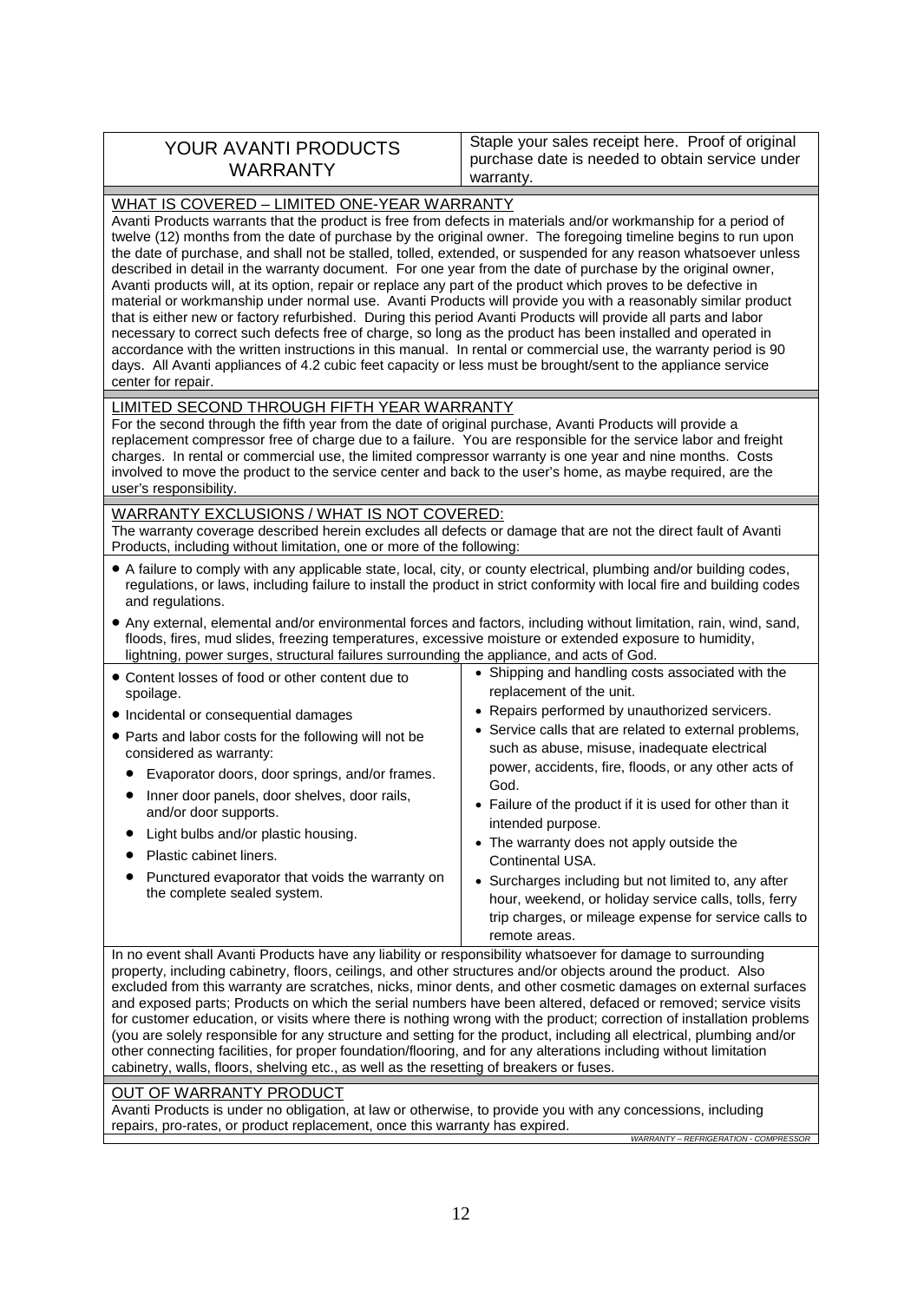# YOUR AVANTI PRODUCTS WARRANTY

Staple your sales receipt here. Proof of original purchase date is needed to obtain service under warranty.

## WHAT IS COVERED – LIMITED ONE-YEAR WARRANTY

Avanti Products warrants that the product is free from defects in materials and/or workmanship for a period of twelve (12) months from the date of purchase by the original owner. The foregoing timeline begins to run upon the date of purchase, and shall not be stalled, tolled, extended, or suspended for any reason whatsoever unless described in detail in the warranty document. For one year from the date of purchase by the original owner, Avanti products will, at its option, repair or replace any part of the product which proves to be defective in material or workmanship under normal use. Avanti Products will provide you with a reasonably similar product that is either new or factory refurbished. During this period Avanti Products will provide all parts and labor necessary to correct such defects free of charge, so long as the product has been installed and operated in accordance with the written instructions in this manual. In rental or commercial use, the warranty period is 90 days. All Avanti appliances of 4.2 cubic feet capacity or less must be brought/sent to the appliance service center for repair.

## LIMITED SECOND THROUGH FIFTH YEAR WARRANTY

For the second through the fifth year from the date of original purchase, Avanti Products will provide a replacement compressor free of charge due to a failure. You are responsible for the service labor and freight charges. In rental or commercial use, the limited compressor warranty is one year and nine months. Costs involved to move the product to the service center and back to the user's home, as maybe required, are the user's responsibility.

## WARRANTY EXCLUSIONS / WHAT IS NOT COVERED:

The warranty coverage described herein excludes all defects or damage that are not the direct fault of Avanti Products, including without limitation, one or more of the following:

- A failure to comply with any applicable state, local, city, or county electrical, plumbing and/or building codes, regulations, or laws, including failure to install the product in strict conformity with local fire and building codes and regulations.
- Any external, elemental and/or environmental forces and factors, including without limitation, rain, wind, sand, floods, fires, mud slides, freezing temperatures, excessive moisture or extended exposure to humidity, lightning, power surges, structural failures surrounding the appliance, and acts of God.
- Content losses of food or other content due to spoilage.
- Incidental or consequential damages
- Parts and labor costs for the following will not be considered as warranty:
  - Evaporator doors, door springs, and/or frames.
  - Inner door panels, door shelves, door rails, and/or door supports.
  - Light bulbs and/or plastic housing.
  - Plastic cabinet liners.
  - Punctured evaporator that voids the warranty on the complete sealed system.
- Shipping and handling costs associated with the replacement of the unit.
- Repairs performed by unauthorized servicers.
- Service calls that are related to external problems, such as abuse, misuse, inadequate electrical power, accidents, fire, floods, or any other acts of God.
- Failure of the product if it is used for other than it intended purpose.
- The warranty does not apply outside the Continental USA.
- Surcharges including but not limited to, any after hour, weekend, or holiday service calls, tolls, ferry trip charges, or mileage expense for service calls to remote areas.

In no event shall Avanti Products have any liability or responsibility whatsoever for damage to surrounding property, including cabinetry, floors, ceilings, and other structures and/or objects around the product. Also excluded from this warranty are scratches, nicks, minor dents, and other cosmetic damages on external surfaces and exposed parts; Products on which the serial numbers have been altered, defaced or removed; service visits for customer education, or visits where there is nothing wrong with the product; correction of installation problems (you are solely responsible for any structure and setting for the product, including all electrical, plumbing and/or other connecting facilities, for proper foundation/flooring, and for any alterations including without limitation cabinetry, walls, floors, shelving etc., as well as the resetting of breakers or fuses.

## OUT OF WARRANTY PRODUCT

Avanti Products is under no obligation, at law or otherwise, to provide you with any concessions, including repairs, pro-rates, or product replacement, once this warranty has expired.

*WARRANTY – REFRIGERATION - COMPRESSOR*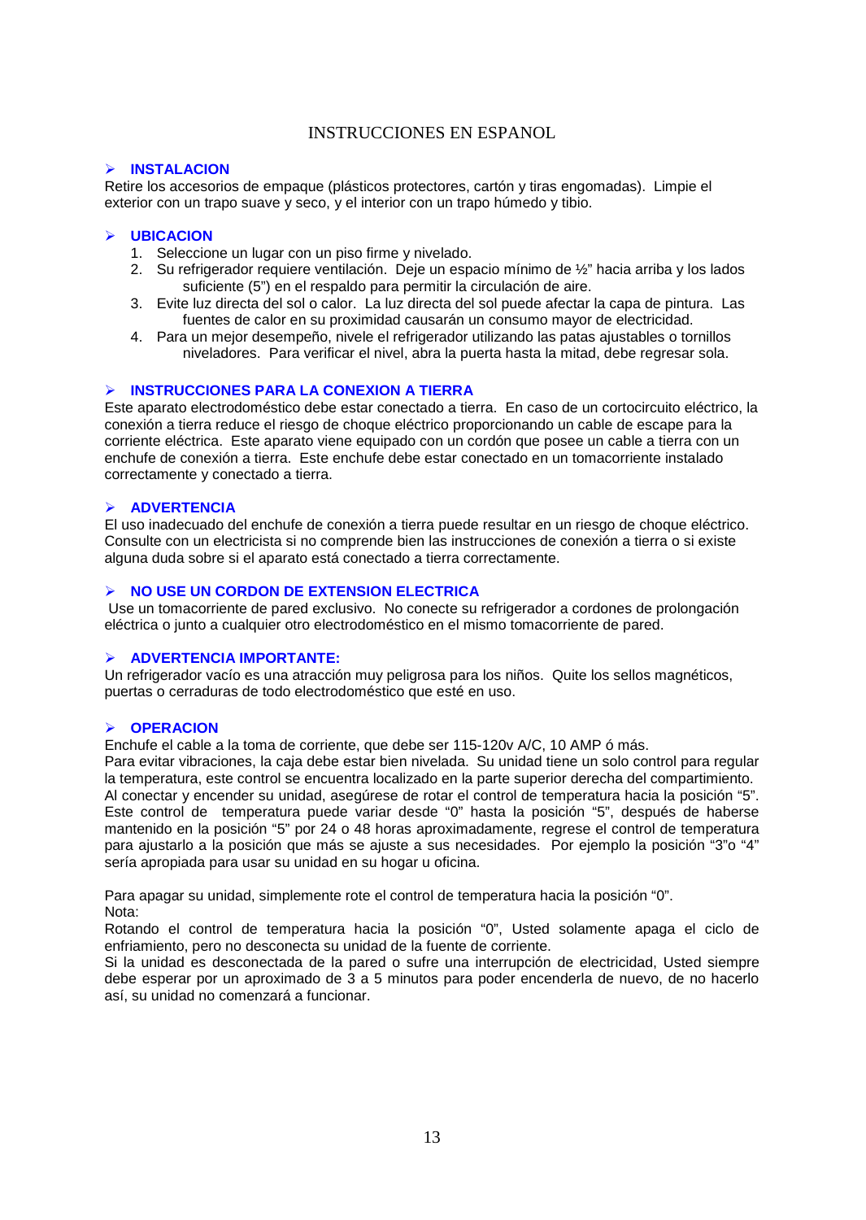# INSTRUCCIONES EN ESPANOL

## INSTALACION

Retire los accesorios de empaque (plásticos protectores, cartón y tiras engomadas). Limpie el exterior con un trapo suave y seco, y el interior con un trapo húmedo y tibio.

## UBICACION

1. Seleccione un lugar con un piso firme y nivelado.
2. Su refrigerador requiere ventilación. Deje un espacio mínimo de ½" hacia arriba y los lados suficiente (5") en el respaldo para permitir la circulación de aire.
3. Evite luz directa del sol o calor. La luz directa del sol puede afectar la capa de pintura. Las fuentes de calor en su proximidad causarán un consumo mayor de electricidad.
4. Para un mejor desempeño, nivele el refrigerador utilizando las patas ajustables o tornillos niveladores. Para verificar el nivel, abra la puerta hasta la mitad, debe regresar sola.

## INSTRUCCIONES PARA LA CONEXION A TIERRA

Este aparato electrodoméstico debe estar conectado a tierra. En caso de un cortocircuito eléctrico, la conexión a tierra reduce el riesgo de choque eléctrico proporcionando un cable de escape para la corriente eléctrica. Este aparato viene equipado con un cordón que posee un cable a tierra con un enchufe de conexión a tierra. Este enchufe debe estar conectado en un tomacorriente instalado correctamente y conectado a tierra.

## ADVERTENCIA

El uso inadecuado del enchufe de conexión a tierra puede resultar en un riesgo de choque eléctrico. Consulte con un electricista si no comprende bien las instrucciones de conexión a tierra o si existe alguna duda sobre si el aparato está conectado a tierra correctamente.

## NO USE UN CORDON DE EXTENSION ELECTRICA

Use un tomacorriente de pared exclusivo. No conecte su refrigerador a cordones de prolongación eléctrica o junto a cualquier otro electrodoméstico en el mismo tomacorriente de pared.

## ADVERTENCIA IMPORTANTE:

Un refrigerador vacío es una atracción muy peligrosa para los niños. Quite los sellos magnéticos, puertas o cerraduras de todo electrodoméstico que esté en uso.

## OPERACION

Enchufe el cable a la toma de corriente, que debe ser 115-120v A/C, 10 AMP ó más.
Para evitar vibraciones, la caja debe estar bien nivelada. Su unidad tiene un solo control para regular la temperatura, este control se encuentra localizado en la parte superior derecha del compartimiento. Al conectar y encender su unidad, asegúrese de rotar el control de temperatura hacia la posición "5". Este control de temperatura puede variar desde "0" hasta la posición "5", después de haberse mantenido en la posición "5" por 24 o 48 horas aproximadamente, regrese el control de temperatura para ajustarlo a la posición que más se ajuste a sus necesidades. Por ejemplo la posición "3"o "4" sería apropiada para usar su unidad en su hogar u oficina.

Para apagar su unidad, simplemente rote el control de temperatura hacia la posición "0".
Nota:
Rotando el control de temperatura hacia la posición "0", Usted solamente apaga el ciclo de enfriamiento, pero no desconecta su unidad de la fuente de corriente.
Si la unidad es desconectada de la pared o sufre una interrupción de electricidad, Usted siempre debe esperar por un aproximado de 3 a 5 minutos para poder encenderla de nuevo, de no hacerlo así, su unidad no comenzará a funcionar.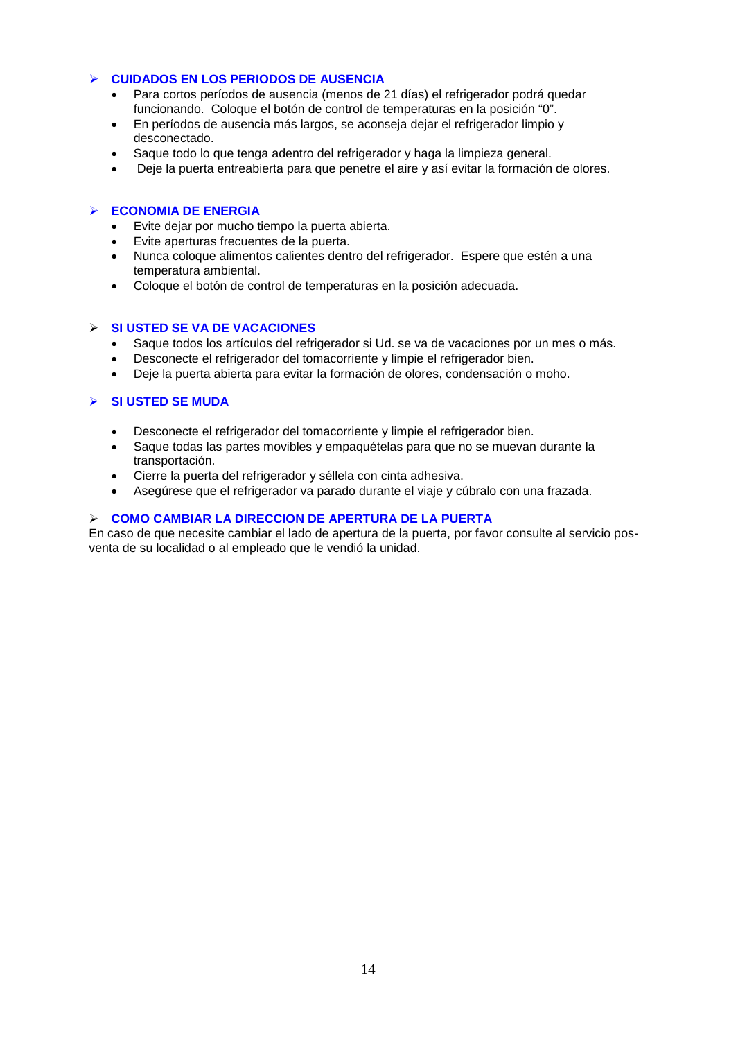## CUIDADOS EN LOS PERIODOS DE AUSENCIA

- Para cortos períodos de ausencia (menos de 21 días) el refrigerador podrá quedar funcionando. Coloque el botón de control de temperaturas en la posición "0".
- En períodos de ausencia más largos, se aconseja dejar el refrigerador limpio y desconectado.
- Saque todo lo que tenga adentro del refrigerador y haga la limpieza general.
- Deje la puerta entreabierta para que penetre el aire y así evitar la formación de olores.

## ECONOMIA DE ENERGIA

- Evite dejar por mucho tiempo la puerta abierta.
- Evite aperturas frecuentes de la puerta.
- Nunca coloque alimentos calientes dentro del refrigerador. Espere que estén a una temperatura ambiental.
- Coloque el botón de control de temperaturas en la posición adecuada.

## SI USTED SE VA DE VACACIONES

- Saque todos los artículos del refrigerador si Ud. se va de vacaciones por un mes o más.
- Desconecte el refrigerador del tomacorriente y limpie el refrigerador bien.
- Deje la puerta abierta para evitar la formación de olores, condensación o moho.

## SI USTED SE MUDA

- Desconecte el refrigerador del tomacorriente y limpie el refrigerador bien.
- Saque todas las partes movibles y empaquételas para que no se muevan durante la transportación.
- Cierre la puerta del refrigerador y séllela con cinta adhesiva.
- Asegúrese que el refrigerador va parado durante el viaje y cúbralo con una frazada.

## COMO CAMBIAR LA DIRECCION DE APERTURA DE LA PUERTA

En caso de que necesite cambiar el lado de apertura de la puerta, por favor consulte al servicio pos-venta de su localidad o al empleado que le vendió la unidad.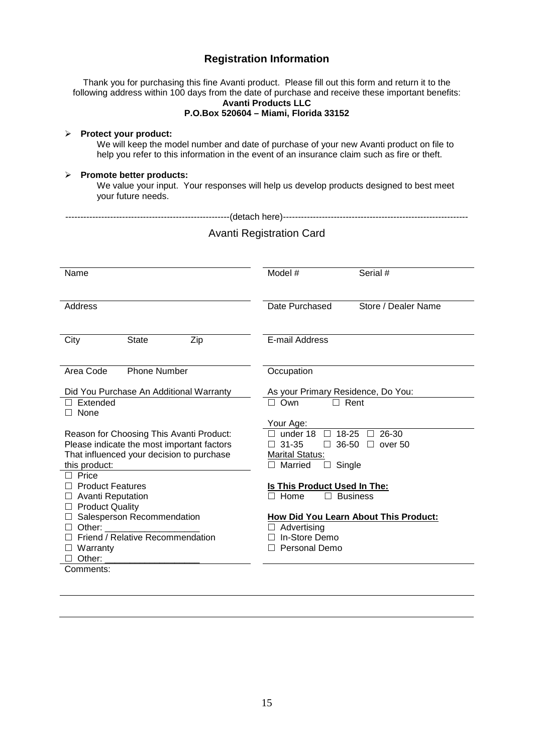## Registration Information

Thank you for purchasing this fine Avanti product. Please fill out this form and return it to the following address within 100 days from the date of purchase and receive these important benefits:

**Avanti Products LLC**
**P.O.Box 520604 – Miami, Florida 33152**

- **Protect your product:**
  We will keep the model number and date of purchase of your new Avanti product on file to help you refer to this information in the event of an insurance claim such as fire or theft.

- **Promote better products:**
  We value your input. Your responses will help us develop products designed to best meet your future needs.

-------------------------------------------------------(detach here)-------------------------------------------------------------

### Avanti Registration Card

Name

Address

City State Zip

Area Code Phone Number

Did You Purchase An Additional Warranty

☐ Extended
☐ None

Reason for Choosing This Avanti Product:
Please indicate the most important factors That influenced your decision to purchase this product:

☐ Price
☐ Product Features
☐ Avanti Reputation
☐ Product Quality
☐ Salesperson Recommendation
☐ Other: ___________________
☐ Friend / Relative Recommendation
☐ Warranty
☐ Other: ___________________

Model # Serial #

Date Purchased Store / Dealer Name

E-mail Address

Occupation

As your Primary Residence, Do You:

☐ Own ☐ Rent

Your Age:

☐ under 18 ☐ 18-25 ☐ 26-30
☐ 31-35 ☐ 36-50 ☐ over 50

Marital Status:

☐ Married ☐ Single

**Is This Product Used In The:**

☐ Home ☐ Business

**How Did You Learn About This Product:**

☐ Advertising
☐ In-Store Demo
☐ Personal Demo

Comments: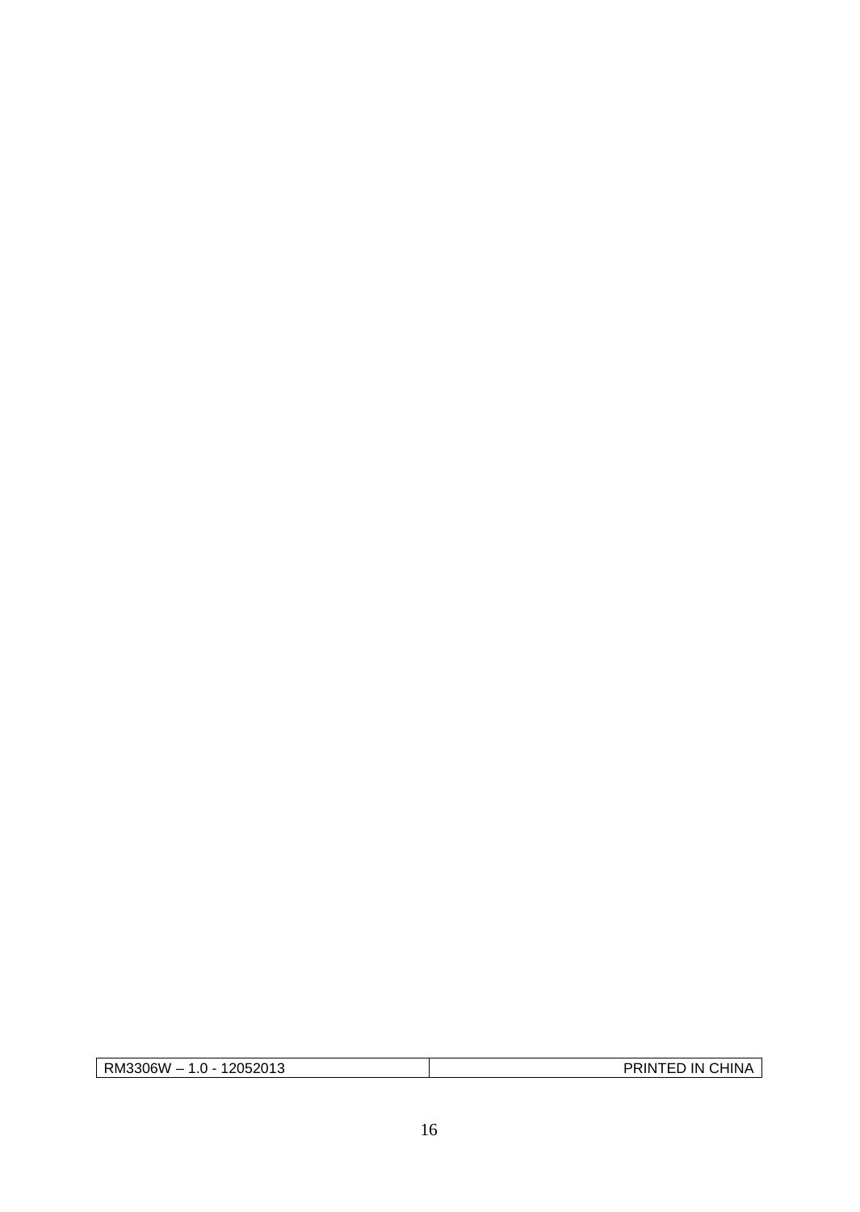| | |
|---|---|
| RM3306W – 1.0 - 12052013 | PRINTED IN CHINA |